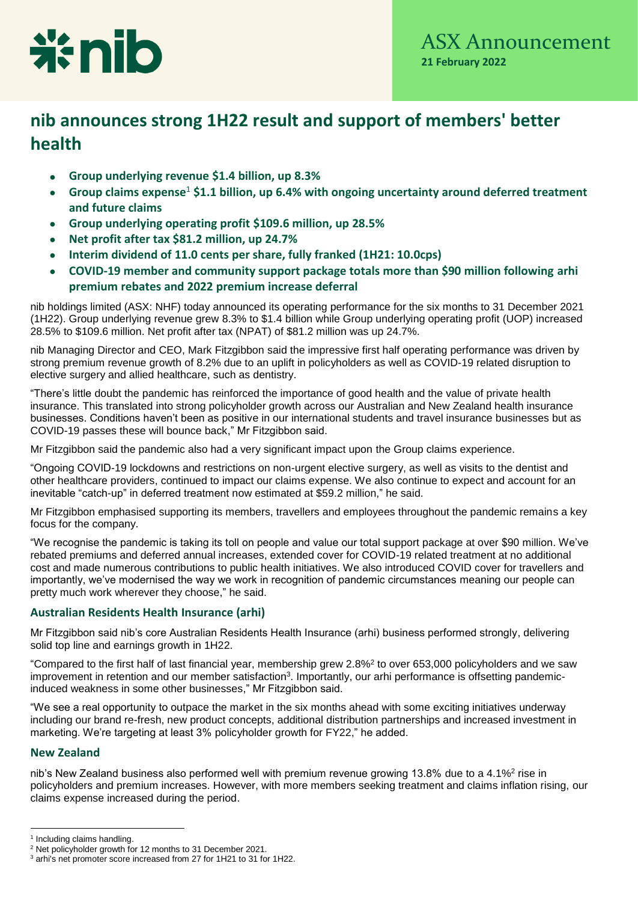ASX Announcement
**21 February 2022**

# nib announces strong 1H22 result and support of members' better health

- **Group underlying revenue $1.4 billion, up 8.3%**
- **Group claims expense[1] $1.1 billion, up 6.4% with ongoing uncertainty around deferred treatment and future claims**
- **Group underlying operating profit $109.6 million, up 28.5%**
- **Net profit after tax $81.2 million, up 24.7%**
- **Interim dividend of 11.0 cents per share, fully franked (1H21: 10.0cps)**
- **COVID-19 member and community support package totals more than $90 million following arhi premium rebates and 2022 premium increase deferral**

nib holdings limited (ASX: NHF) today announced its operating performance for the six months to 31 December 2021 (1H22). Group underlying revenue grew 8.3% to $1.4 billion while Group underlying operating profit (UOP) increased 28.5% to $109.6 million. Net profit after tax (NPAT) of $81.2 million was up 24.7%.

nib Managing Director and CEO, Mark Fitzgibbon said the impressive first half operating performance was driven by strong premium revenue growth of 8.2% due to an uplift in policyholders as well as COVID-19 related disruption to elective surgery and allied healthcare, such as dentistry.

"There's little doubt the pandemic has reinforced the importance of good health and the value of private health insurance. This translated into strong policyholder growth across our Australian and New Zealand health insurance businesses. Conditions haven't been as positive in our international students and travel insurance businesses but as COVID-19 passes these will bounce back," Mr Fitzgibbon said.

Mr Fitzgibbon said the pandemic also had a very significant impact upon the Group claims experience.

"Ongoing COVID-19 lockdowns and restrictions on non-urgent elective surgery, as well as visits to the dentist and other healthcare providers, continued to impact our claims expense. We also continue to expect and account for an inevitable "catch-up" in deferred treatment now estimated at $59.2 million," he said.

Mr Fitzgibbon emphasised supporting its members, travellers and employees throughout the pandemic remains a key focus for the company.

"We recognise the pandemic is taking its toll on people and value our total support package at over $90 million. We've rebated premiums and deferred annual increases, extended cover for COVID-19 related treatment at no additional cost and made numerous contributions to public health initiatives. We also introduced COVID cover for travellers and importantly, we've modernised the way we work in recognition of pandemic circumstances meaning our people can pretty much work wherever they choose," he said.

## Australian Residents Health Insurance (arhi)

Mr Fitzgibbon said nib's core Australian Residents Health Insurance (arhi) business performed strongly, delivering solid top line and earnings growth in 1H22.

"Compared to the first half of last financial year, membership grew 2.8%[2] to over 653,000 policyholders and we saw improvement in retention and our member satisfaction[3]. Importantly, our arhi performance is offsetting pandemic-induced weakness in some other businesses," Mr Fitzgibbon said.

"We see a real opportunity to outpace the market in the six months ahead with some exciting initiatives underway including our brand re-fresh, new product concepts, additional distribution partnerships and increased investment in marketing. We're targeting at least 3% policyholder growth for FY22," he added.

## New Zealand

nib's New Zealand business also performed well with premium revenue growing 13.8% due to a 4.1%[2] rise in policyholders and premium increases. However, with more members seeking treatment and claims inflation rising, our claims expense increased during the period.

---

[1] Including claims handling.
[2] Net policyholder growth for 12 months to 31 December 2021.
[3] arhi's net promoter score increased from 27 for 1H21 to 31 for 1H22.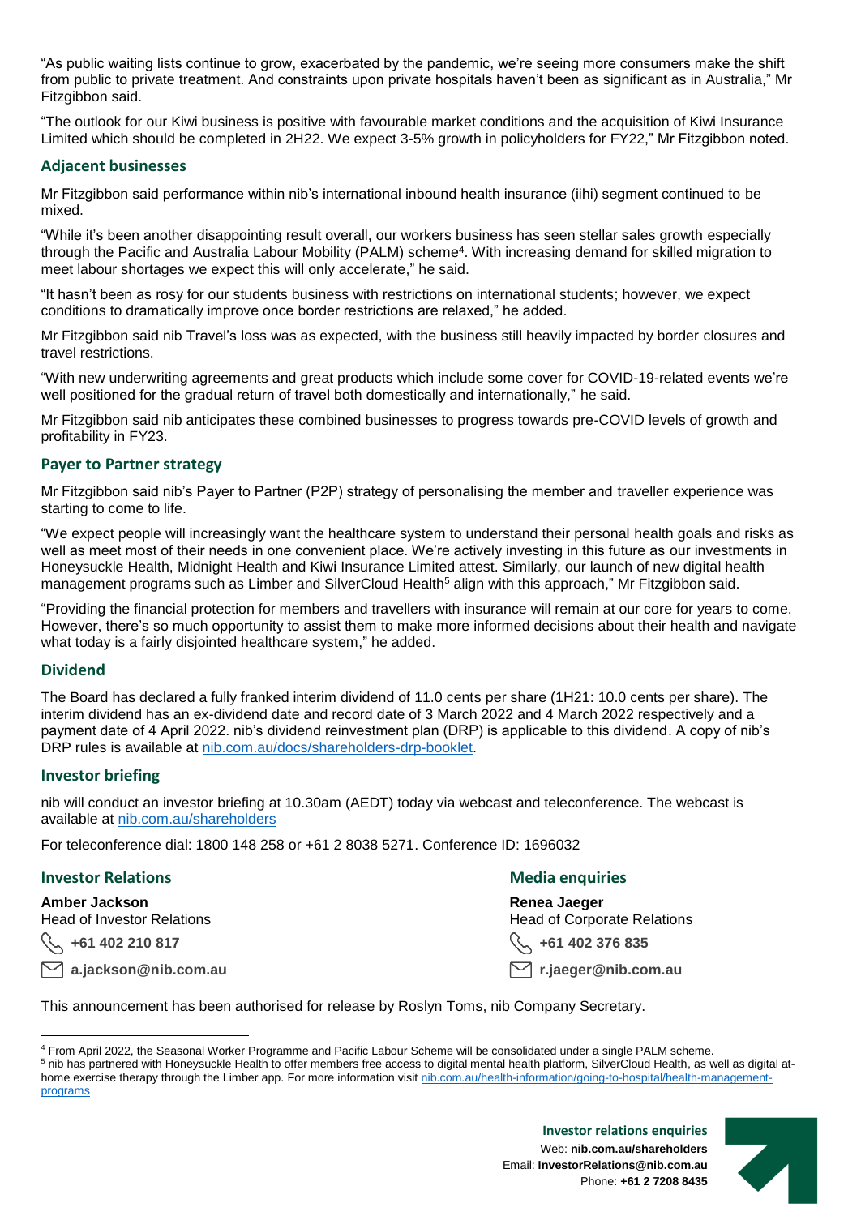"As public waiting lists continue to grow, exacerbated by the pandemic, we're seeing more consumers make the shift from public to private treatment. And constraints upon private hospitals haven't been as significant as in Australia," Mr Fitzgibbon said.

"The outlook for our Kiwi business is positive with favourable market conditions and the acquisition of Kiwi Insurance Limited which should be completed in 2H22. We expect 3-5% growth in policyholders for FY22," Mr Fitzgibbon noted.

## Adjacent businesses

Mr Fitzgibbon said performance within nib's international inbound health insurance (iihi) segment continued to be mixed.

"While it's been another disappointing result overall, our workers business has seen stellar sales growth especially through the Pacific and Australia Labour Mobility (PALM) scheme[4]. With increasing demand for skilled migration to meet labour shortages we expect this will only accelerate," he said.

"It hasn't been as rosy for our students business with restrictions on international students; however, we expect conditions to dramatically improve once border restrictions are relaxed," he added.

Mr Fitzgibbon said nib Travel's loss was as expected, with the business still heavily impacted by border closures and travel restrictions.

"With new underwriting agreements and great products which include some cover for COVID-19-related events we're well positioned for the gradual return of travel both domestically and internationally," he said.

Mr Fitzgibbon said nib anticipates these combined businesses to progress towards pre-COVID levels of growth and profitability in FY23.

## Payer to Partner strategy

Mr Fitzgibbon said nib's Payer to Partner (P2P) strategy of personalising the member and traveller experience was starting to come to life.

"We expect people will increasingly want the healthcare system to understand their personal health goals and risks as well as meet most of their needs in one convenient place. We're actively investing in this future as our investments in Honeysuckle Health, Midnight Health and Kiwi Insurance Limited attest. Similarly, our launch of new digital health management programs such as Limber and SilverCloud Health[5] align with this approach," Mr Fitzgibbon said.

"Providing the financial protection for members and travellers with insurance will remain at our core for years to come. However, there's so much opportunity to assist them to make more informed decisions about their health and navigate what today is a fairly disjointed healthcare system," he added.

## Dividend

The Board has declared a fully franked interim dividend of 11.0 cents per share (1H21: 10.0 cents per share). The interim dividend has an ex-dividend date and record date of 3 March 2022 and 4 March 2022 respectively and a payment date of 4 April 2022. nib's dividend reinvestment plan (DRP) is applicable to this dividend. A copy of nib's DRP rules is available at nib.com.au/docs/shareholders-drp-booklet.

## Investor briefing

nib will conduct an investor briefing at 10.30am (AEDT) today via webcast and teleconference. The webcast is available at nib.com.au/shareholders

For teleconference dial: 1800 148 258 or +61 2 8038 5271. Conference ID: 1696032

## Investor Relations

**Amber Jackson**
Head of Investor Relations
**+61 402 210 817**
**a.jackson@nib.com.au**

## Media enquiries

**Renea Jaeger**
Head of Corporate Relations
**+61 402 376 835**
**r.jaeger@nib.com.au**

This announcement has been authorised for release by Roslyn Toms, nib Company Secretary.

[4] From April 2022, the Seasonal Worker Programme and Pacific Labour Scheme will be consolidated under a single PALM scheme.
[5] nib has partnered with Honeysuckle Health to offer members free access to digital mental health platform, SilverCloud Health, as well as digital at-home exercise therapy through the Limber app. For more information visit nib.com.au/health-information/going-to-hospital/health-management-programs

**Investor relations enquiries**
Web: **nib.com.au/shareholders**
Email: **InvestorRelations@nib.com.au**
Phone: **+61 2 7208 8435**